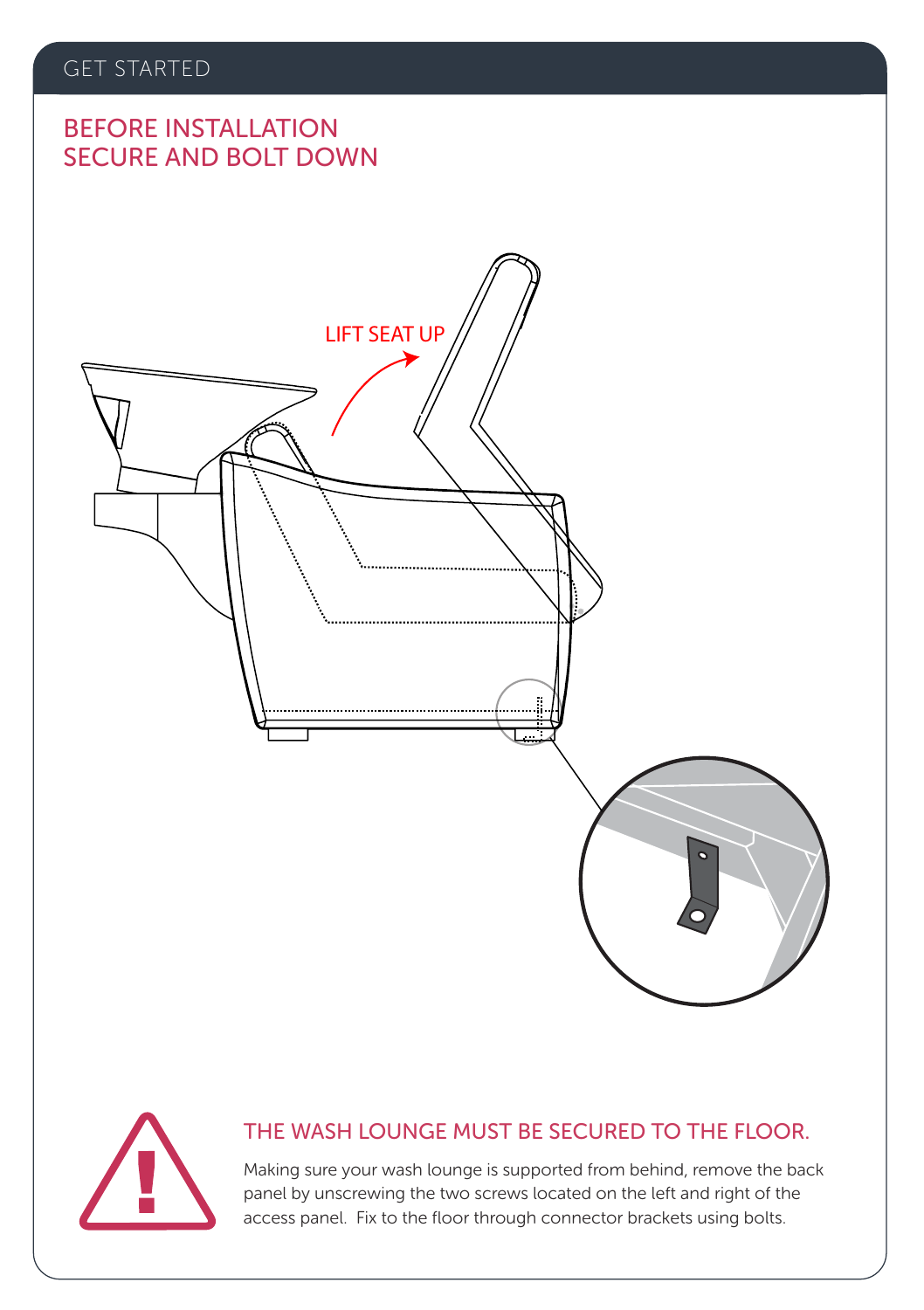GET STARTED

## BEFORE INSTALLATION
## SECURE AND BOLT DOWN

LIFT SEAT UP

### THE WASH LOUNGE MUST BE SECURED TO THE FLOOR.

Making sure your wash lounge is supported from behind, remove the back panel by unscrewing the two screws located on the left and right of the access panel. Fix to the floor through connector brackets using bolts.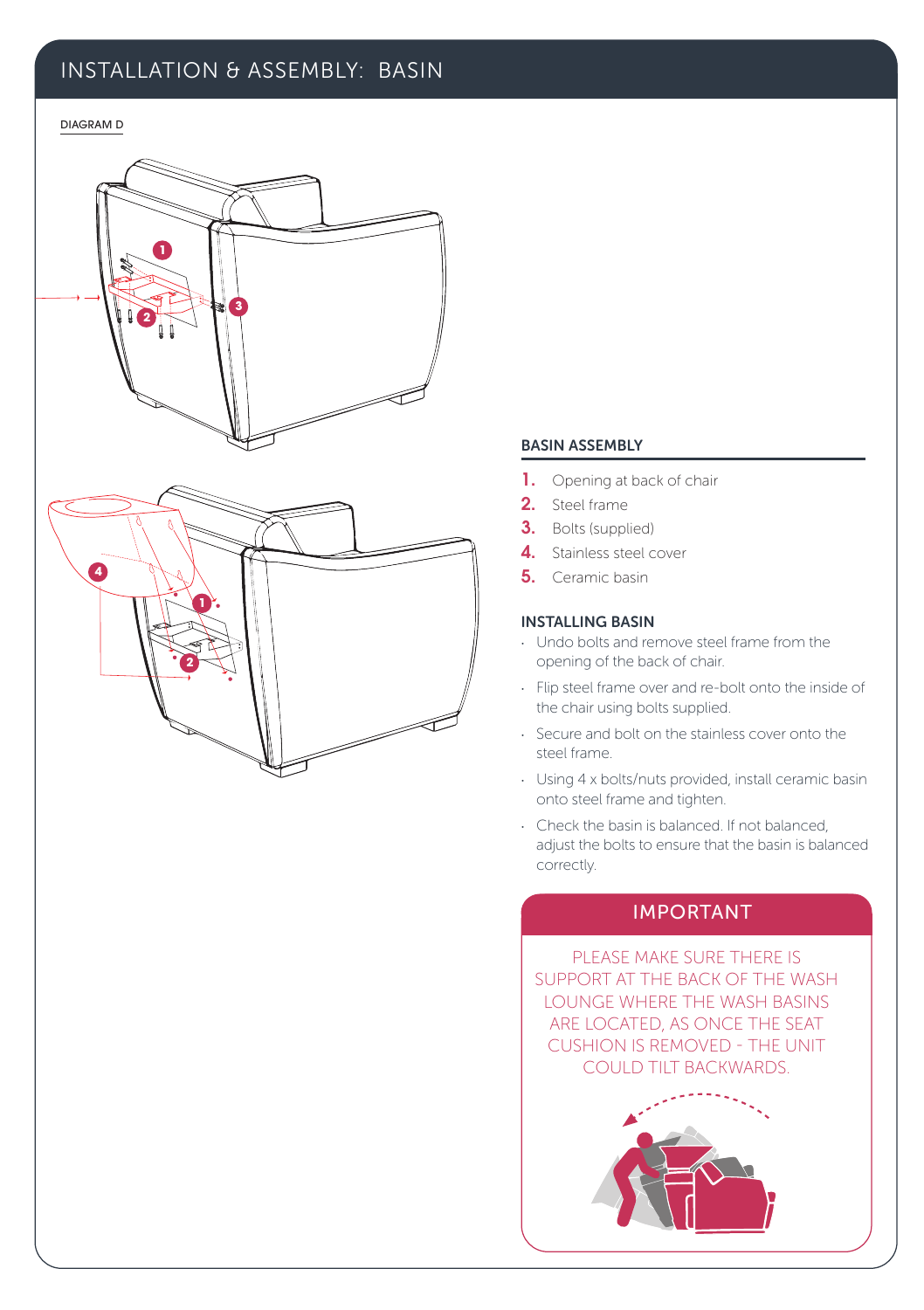# INSTALLATION & ASSEMBLY: BASIN

DIAGRAM D

1
2
3

4
1
2

## BASIN ASSEMBLY

1. Opening at back of chair
2. Steel frame
3. Bolts (supplied)
4. Stainless steel cover
5. Ceramic basin

## INSTALLING BASIN

- Undo bolts and remove steel frame from the opening of the back of chair.
- Flip steel frame over and re-bolt onto the inside of the chair using bolts supplied.
- Secure and bolt on the stainless cover onto the steel frame.
- Using 4 x bolts/nuts provided, install ceramic basin onto steel frame and tighten.
- Check the basin is balanced. If not balanced, adjust the bolts to ensure that the basin is balanced correctly.

## IMPORTANT

PLEASE MAKE SURE THERE IS SUPPORT AT THE BACK OF THE WASH LOUNGE WHERE THE WASH BASINS ARE LOCATED, AS ONCE THE SEAT CUSHION IS REMOVED - THE UNIT COULD TILT BACKWARDS.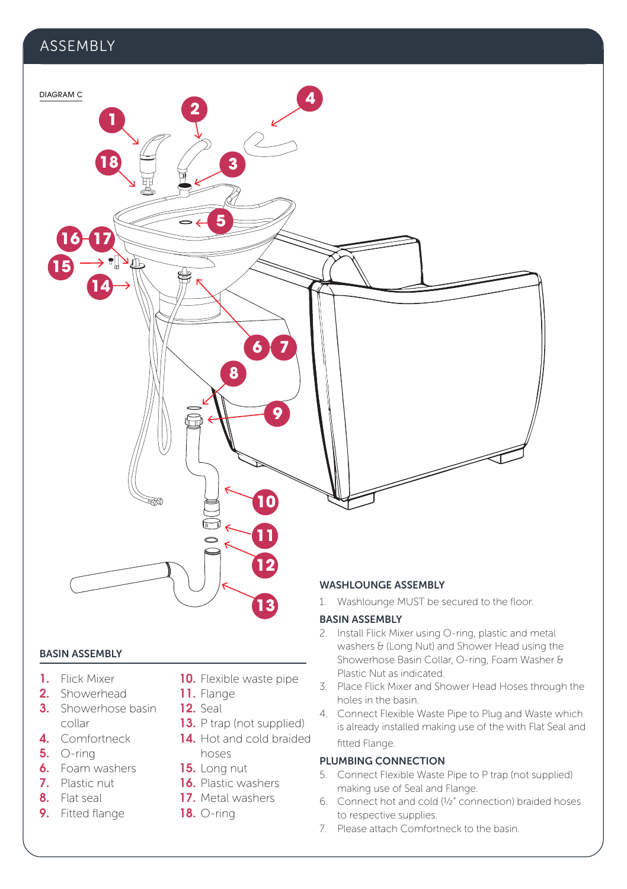# ASSEMBLY

DIAGRAM C

## BASIN ASSEMBLY

1. Flick Mixer
2. Showerhead
3. Showerhose basin collar
4. Comfortneck
5. O-ring
6. Foam washers
7. Plastic nut
8. Flat seal
9. Fitted flange
10. Flexible waste pipe
11. Flange
12. Seal
13. P trap (not supplied)
14. Hot and cold braided hoses
15. Long nut
16. Plastic washers
17. Metal washers
18. O-ring

### WASHLOUNGE ASSEMBLY

1. Washlounge MUST be secured to the floor.

### BASIN ASSEMBLY

2. Install Flick Mixer using O-ring, plastic and metal washers & (Long Nut) and Shower Head using the Showerhose Basin Collar, O-ring, Foam Washer & Plastic Nut as indicated.
3. Place Flick Mixer and Shower Head Hoses through the holes in the basin.
4. Connect Flexible Waste Pipe to Plug and Waste which is already installed making use of the with Flat Seal and fitted Flange.

### PLUMBING CONNECTION

5. Connect Flexible Waste Pipe to P trap (not supplied) making use of Seal and Flange.
6. Connect hot and cold (½" connection) braided hoses to respective supplies.
7. Please attach Comfortneck to the basin.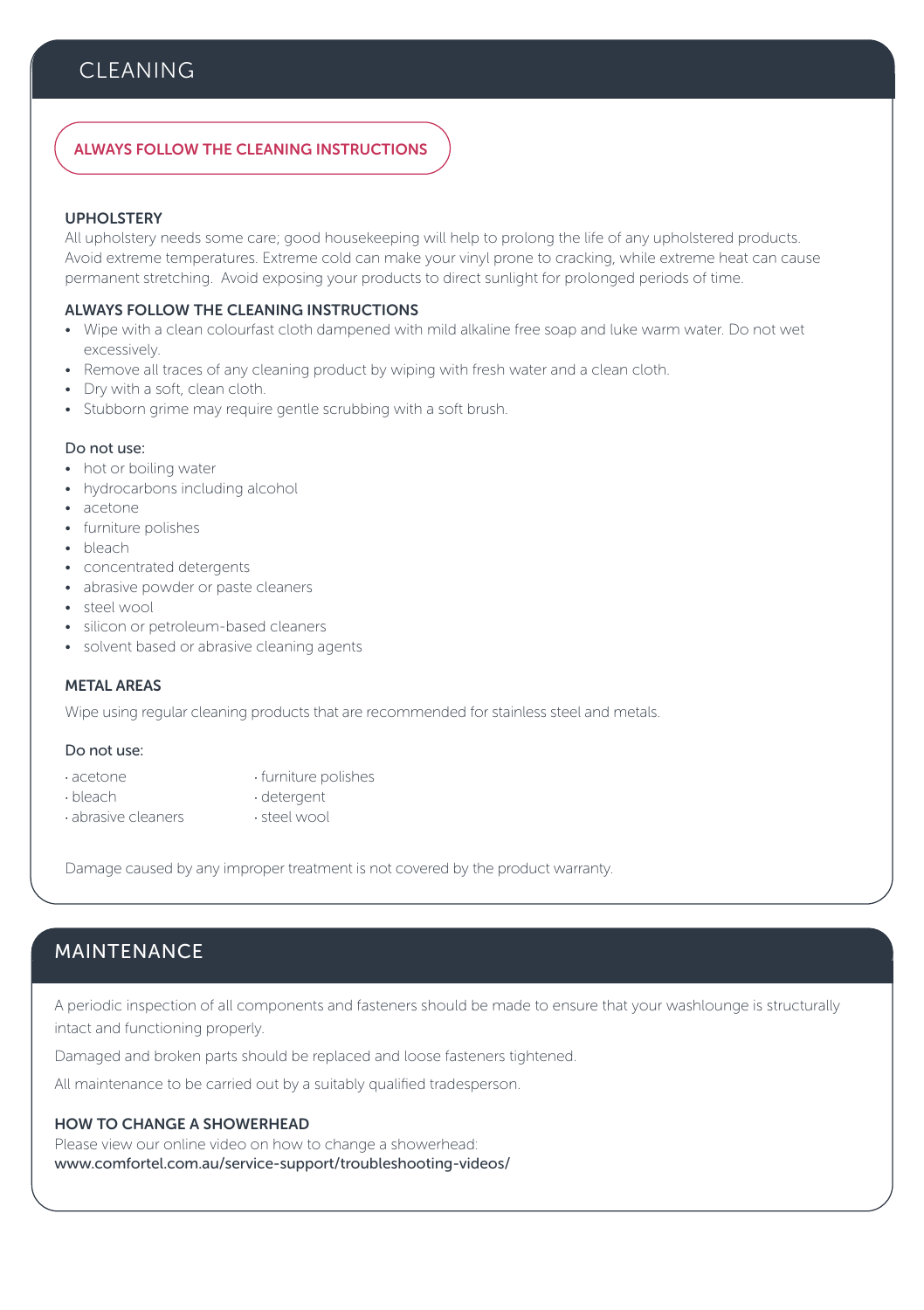## CLEANING

**ALWAYS FOLLOW THE CLEANING INSTRUCTIONS**

### UPHOLSTERY

All upholstery needs some care; good housekeeping will help to prolong the life of any upholstered products. Avoid extreme temperatures. Extreme cold can make your vinyl prone to cracking, while extreme heat can cause permanent stretching. Avoid exposing your products to direct sunlight for prolonged periods of time.

### ALWAYS FOLLOW THE CLEANING INSTRUCTIONS

- Wipe with a clean colourfast cloth dampened with mild alkaline free soap and luke warm water. Do not wet excessively.
- Remove all traces of any cleaning product by wiping with fresh water and a clean cloth.
- Dry with a soft, clean cloth.
- Stubborn grime may require gentle scrubbing with a soft brush.

Do not use:

- hot or boiling water
- hydrocarbons including alcohol
- acetone
- furniture polishes
- bleach
- concentrated detergents
- abrasive powder or paste cleaners
- steel wool
- silicon or petroleum-based cleaners
- solvent based or abrasive cleaning agents

### METAL AREAS

Wipe using regular cleaning products that are recommended for stainless steel and metals.

Do not use:

- acetone
- bleach
- abrasive cleaners
- furniture polishes
- detergent
- steel wool

Damage caused by any improper treatment is not covered by the product warranty.

## MAINTENANCE

A periodic inspection of all components and fasteners should be made to ensure that your washlounge is structurally intact and functioning properly.

Damaged and broken parts should be replaced and loose fasteners tightened.

All maintenance to be carried out by a suitably qualified tradesperson.

### HOW TO CHANGE A SHOWERHEAD

Please view our online video on how to change a showerhead:
www.comfortel.com.au/service-support/troubleshooting-videos/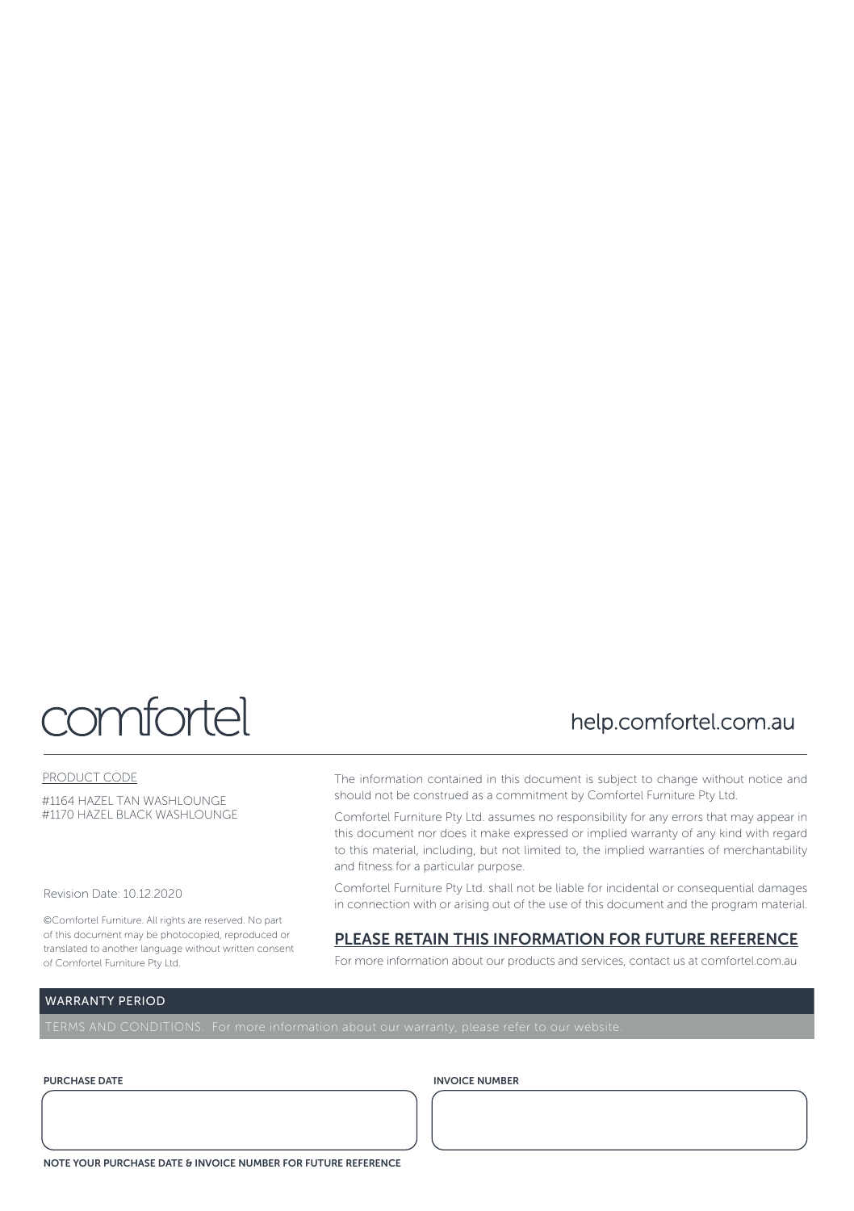comfortel

help.comfortel.com.au

PRODUCT CODE

#1164 HAZEL TAN WASHLOUNGE
#1170 HAZEL BLACK WASHLOUNGE

Revision Date: 10.12.2020

©Comfortel Furniture. All rights are reserved. No part of this document may be photocopied, reproduced or translated to another language without written consent of Comfortel Furniture Pty Ltd.

The information contained in this document is subject to change without notice and should not be construed as a commitment by Comfortel Furniture Pty Ltd.

Comfortel Furniture Pty Ltd. assumes no responsibility for any errors that may appear in this document nor does it make expressed or implied warranty of any kind with regard to this material, including, but not limited to, the implied warranties of merchantability and fitness for a particular purpose.

Comfortel Furniture Pty Ltd. shall not be liable for incidental or consequential damages in connection with or arising out of the use of this document and the program material.

## PLEASE RETAIN THIS INFORMATION FOR FUTURE REFERENCE

For more information about our products and services, contact us at comfortel.com.au

### WARRANTY PERIOD

TERMS AND CONDITIONS. For more information about our warranty, please refer to our website.

**PURCHASE DATE**

**INVOICE NUMBER**

**NOTE YOUR PURCHASE DATE & INVOICE NUMBER FOR FUTURE REFERENCE**